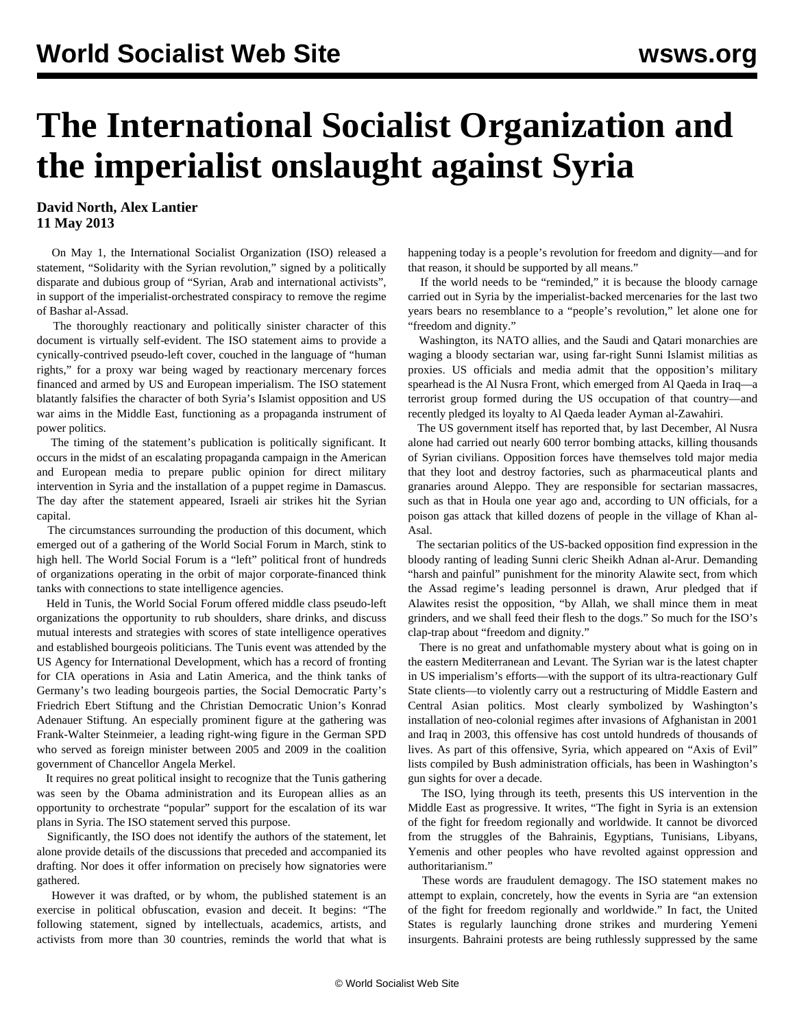# The International Socialist Organization and the imperialist onslaught against Syria

**David North, Alex Lantier**
**11 May 2013**

On May 1, the International Socialist Organization (ISO) released a statement, "Solidarity with the Syrian revolution," signed by a politically disparate and dubious group of "Syrian, Arab and international activists", in support of the imperialist-orchestrated conspiracy to remove the regime of Bashar al-Assad.

The thoroughly reactionary and politically sinister character of this document is virtually self-evident. The ISO statement aims to provide a cynically-contrived pseudo-left cover, couched in the language of "human rights," for a proxy war being waged by reactionary mercenary forces financed and armed by US and European imperialism. The ISO statement blatantly falsifies the character of both Syria's Islamist opposition and US war aims in the Middle East, functioning as a propaganda instrument of power politics.

The timing of the statement's publication is politically significant. It occurs in the midst of an escalating propaganda campaign in the American and European media to prepare public opinion for direct military intervention in Syria and the installation of a puppet regime in Damascus. The day after the statement appeared, Israeli air strikes hit the Syrian capital.

The circumstances surrounding the production of this document, which emerged out of a gathering of the World Social Forum in March, stink to high hell. The World Social Forum is a "left" political front of hundreds of organizations operating in the orbit of major corporate-financed think tanks with connections to state intelligence agencies.

Held in Tunis, the World Social Forum offered middle class pseudo-left organizations the opportunity to rub shoulders, share drinks, and discuss mutual interests and strategies with scores of state intelligence operatives and established bourgeois politicians. The Tunis event was attended by the US Agency for International Development, which has a record of fronting for CIA operations in Asia and Latin America, and the think tanks of Germany's two leading bourgeois parties, the Social Democratic Party's Friedrich Ebert Stiftung and the Christian Democratic Union's Konrad Adenauer Stiftung. An especially prominent figure at the gathering was Frank-Walter Steinmeier, a leading right-wing figure in the German SPD who served as foreign minister between 2005 and 2009 in the coalition government of Chancellor Angela Merkel.

It requires no great political insight to recognize that the Tunis gathering was seen by the Obama administration and its European allies as an opportunity to orchestrate "popular" support for the escalation of its war plans in Syria. The ISO statement served this purpose.

Significantly, the ISO does not identify the authors of the statement, let alone provide details of the discussions that preceded and accompanied its drafting. Nor does it offer information on precisely how signatories were gathered.

However it was drafted, or by whom, the published statement is an exercise in political obfuscation, evasion and deceit. It begins: "The following statement, signed by intellectuals, academics, artists, and activists from more than 30 countries, reminds the world that what is happening today is a people's revolution for freedom and dignity—and for that reason, it should be supported by all means."

If the world needs to be "reminded," it is because the bloody carnage carried out in Syria by the imperialist-backed mercenaries for the last two years bears no resemblance to a "people's revolution," let alone one for "freedom and dignity."

Washington, its NATO allies, and the Saudi and Qatari monarchies are waging a bloody sectarian war, using far-right Sunni Islamist militias as proxies. US officials and media admit that the opposition's military spearhead is the Al Nusra Front, which emerged from Al Qaeda in Iraq—a terrorist group formed during the US occupation of that country—and recently pledged its loyalty to Al Qaeda leader Ayman al-Zawahiri.

The US government itself has reported that, by last December, Al Nusra alone had carried out nearly 600 terror bombing attacks, killing thousands of Syrian civilians. Opposition forces have themselves told major media that they loot and destroy factories, such as pharmaceutical plants and granaries around Aleppo. They are responsible for sectarian massacres, such as that in Houla one year ago and, according to UN officials, for a poison gas attack that killed dozens of people in the village of Khan al-Asal.

The sectarian politics of the US-backed opposition find expression in the bloody ranting of leading Sunni cleric Sheikh Adnan al-Arur. Demanding "harsh and painful" punishment for the minority Alawite sect, from which the Assad regime's leading personnel is drawn, Arur pledged that if Alawites resist the opposition, "by Allah, we shall mince them in meat grinders, and we shall feed their flesh to the dogs." So much for the ISO's clap-trap about "freedom and dignity."

There is no great and unfathomable mystery about what is going on in the eastern Mediterranean and Levant. The Syrian war is the latest chapter in US imperialism's efforts—with the support of its ultra-reactionary Gulf State clients—to violently carry out a restructuring of Middle Eastern and Central Asian politics. Most clearly symbolized by Washington's installation of neo-colonial regimes after invasions of Afghanistan in 2001 and Iraq in 2003, this offensive has cost untold hundreds of thousands of lives. As part of this offensive, Syria, which appeared on "Axis of Evil" lists compiled by Bush administration officials, has been in Washington's gun sights for over a decade.

The ISO, lying through its teeth, presents this US intervention in the Middle East as progressive. It writes, "The fight in Syria is an extension of the fight for freedom regionally and worldwide. It cannot be divorced from the struggles of the Bahrainis, Egyptians, Tunisians, Libyans, Yemenis and other peoples who have revolted against oppression and authoritarianism."

These words are fraudulent demagogy. The ISO statement makes no attempt to explain, concretely, how the events in Syria are "an extension of the fight for freedom regionally and worldwide." In fact, the United States is regularly launching drone strikes and murdering Yemeni insurgents. Bahraini protests are being ruthlessly suppressed by the same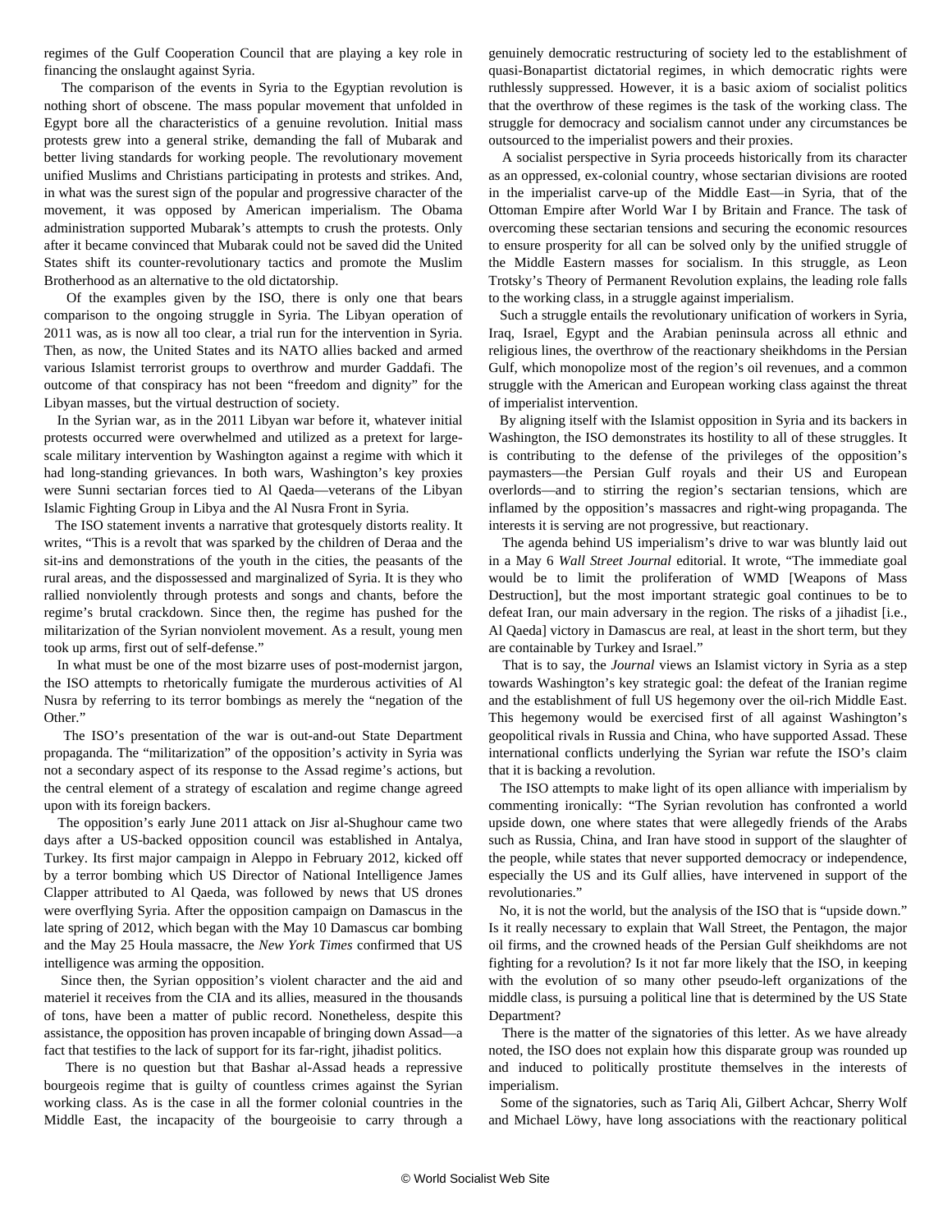regimes of the Gulf Cooperation Council that are playing a key role in financing the onslaught against Syria.

The comparison of the events in Syria to the Egyptian revolution is nothing short of obscene. The mass popular movement that unfolded in Egypt bore all the characteristics of a genuine revolution. Initial mass protests grew into a general strike, demanding the fall of Mubarak and better living standards for working people. The revolutionary movement unified Muslims and Christians participating in protests and strikes. And, in what was the surest sign of the popular and progressive character of the movement, it was opposed by American imperialism. The Obama administration supported Mubarak's attempts to crush the protests. Only after it became convinced that Mubarak could not be saved did the United States shift its counter-revolutionary tactics and promote the Muslim Brotherhood as an alternative to the old dictatorship.

Of the examples given by the ISO, there is only one that bears comparison to the ongoing struggle in Syria. The Libyan operation of 2011 was, as is now all too clear, a trial run for the intervention in Syria. Then, as now, the United States and its NATO allies backed and armed various Islamist terrorist groups to overthrow and murder Gaddafi. The outcome of that conspiracy has not been "freedom and dignity" for the Libyan masses, but the virtual destruction of society.

In the Syrian war, as in the 2011 Libyan war before it, whatever initial protests occurred were overwhelmed and utilized as a pretext for large-scale military intervention by Washington against a regime with which it had long-standing grievances. In both wars, Washington's key proxies were Sunni sectarian forces tied to Al Qaeda—veterans of the Libyan Islamic Fighting Group in Libya and the Al Nusra Front in Syria.

The ISO statement invents a narrative that grotesquely distorts reality. It writes, "This is a revolt that was sparked by the children of Deraa and the sit-ins and demonstrations of the youth in the cities, the peasants of the rural areas, and the dispossessed and marginalized of Syria. It is they who rallied nonviolently through protests and songs and chants, before the regime's brutal crackdown. Since then, the regime has pushed for the militarization of the Syrian nonviolent movement. As a result, young men took up arms, first out of self-defense."

In what must be one of the most bizarre uses of post-modernist jargon, the ISO attempts to rhetorically fumigate the murderous activities of Al Nusra by referring to its terror bombings as merely the "negation of the Other."

The ISO's presentation of the war is out-and-out State Department propaganda. The "militarization" of the opposition's activity in Syria was not a secondary aspect of its response to the Assad regime's actions, but the central element of a strategy of escalation and regime change agreed upon with its foreign backers.

The opposition's early June 2011 attack on Jisr al-Shughour came two days after a US-backed opposition council was established in Antalya, Turkey. Its first major campaign in Aleppo in February 2012, kicked off by a terror bombing which US Director of National Intelligence James Clapper attributed to Al Qaeda, was followed by news that US drones were overflying Syria. After the opposition campaign on Damascus in the late spring of 2012, which began with the May 10 Damascus car bombing and the May 25 Houla massacre, the *New York Times* confirmed that US intelligence was arming the opposition.

Since then, the Syrian opposition's violent character and the aid and materiel it receives from the CIA and its allies, measured in the thousands of tons, have been a matter of public record. Nonetheless, despite this assistance, the opposition has proven incapable of bringing down Assad—a fact that testifies to the lack of support for its far-right, jihadist politics.

There is no question but that Bashar al-Assad heads a repressive bourgeois regime that is guilty of countless crimes against the Syrian working class. As is the case in all the former colonial countries in the Middle East, the incapacity of the bourgeoisie to carry through a genuinely democratic restructuring of society led to the establishment of quasi-Bonapartist dictatorial regimes, in which democratic rights were ruthlessly suppressed. However, it is a basic axiom of socialist politics that the overthrow of these regimes is the task of the working class. The struggle for democracy and socialism cannot under any circumstances be outsourced to the imperialist powers and their proxies.

A socialist perspective in Syria proceeds historically from its character as an oppressed, ex-colonial country, whose sectarian divisions are rooted in the imperialist carve-up of the Middle East—in Syria, that of the Ottoman Empire after World War I by Britain and France. The task of overcoming these sectarian tensions and securing the economic resources to ensure prosperity for all can be solved only by the unified struggle of the Middle Eastern masses for socialism. In this struggle, as Leon Trotsky's Theory of Permanent Revolution explains, the leading role falls to the working class, in a struggle against imperialism.

Such a struggle entails the revolutionary unification of workers in Syria, Iraq, Israel, Egypt and the Arabian peninsula across all ethnic and religious lines, the overthrow of the reactionary sheikhdoms in the Persian Gulf, which monopolize most of the region's oil revenues, and a common struggle with the American and European working class against the threat of imperialist intervention.

By aligning itself with the Islamist opposition in Syria and its backers in Washington, the ISO demonstrates its hostility to all of these struggles. It is contributing to the defense of the privileges of the opposition's paymasters—the Persian Gulf royals and their US and European overlords—and to stirring the region's sectarian tensions, which are inflamed by the opposition's massacres and right-wing propaganda. The interests it is serving are not progressive, but reactionary.

The agenda behind US imperialism's drive to war was bluntly laid out in a May 6 *Wall Street Journal* editorial. It wrote, "The immediate goal would be to limit the proliferation of WMD [Weapons of Mass Destruction], but the most important strategic goal continues to be to defeat Iran, our main adversary in the region. The risks of a jihadist [i.e., Al Qaeda] victory in Damascus are real, at least in the short term, but they are containable by Turkey and Israel."

That is to say, the *Journal* views an Islamist victory in Syria as a step towards Washington's key strategic goal: the defeat of the Iranian regime and the establishment of full US hegemony over the oil-rich Middle East. This hegemony would be exercised first of all against Washington's geopolitical rivals in Russia and China, who have supported Assad. These international conflicts underlying the Syrian war refute the ISO's claim that it is backing a revolution.

The ISO attempts to make light of its open alliance with imperialism by commenting ironically: "The Syrian revolution has confronted a world upside down, one where states that were allegedly friends of the Arabs such as Russia, China, and Iran have stood in support of the slaughter of the people, while states that never supported democracy or independence, especially the US and its Gulf allies, have intervened in support of the revolutionaries."

No, it is not the world, but the analysis of the ISO that is "upside down." Is it really necessary to explain that Wall Street, the Pentagon, the major oil firms, and the crowned heads of the Persian Gulf sheikhdoms are not fighting for a revolution? Is it not far more likely that the ISO, in keeping with the evolution of so many other pseudo-left organizations of the middle class, is pursuing a political line that is determined by the US State Department?

There is the matter of the signatories of this letter. As we have already noted, the ISO does not explain how this disparate group was rounded up and induced to politically prostitute themselves in the interests of imperialism.

Some of the signatories, such as Tariq Ali, Gilbert Achcar, Sherry Wolf and Michael Löwy, have long associations with the reactionary political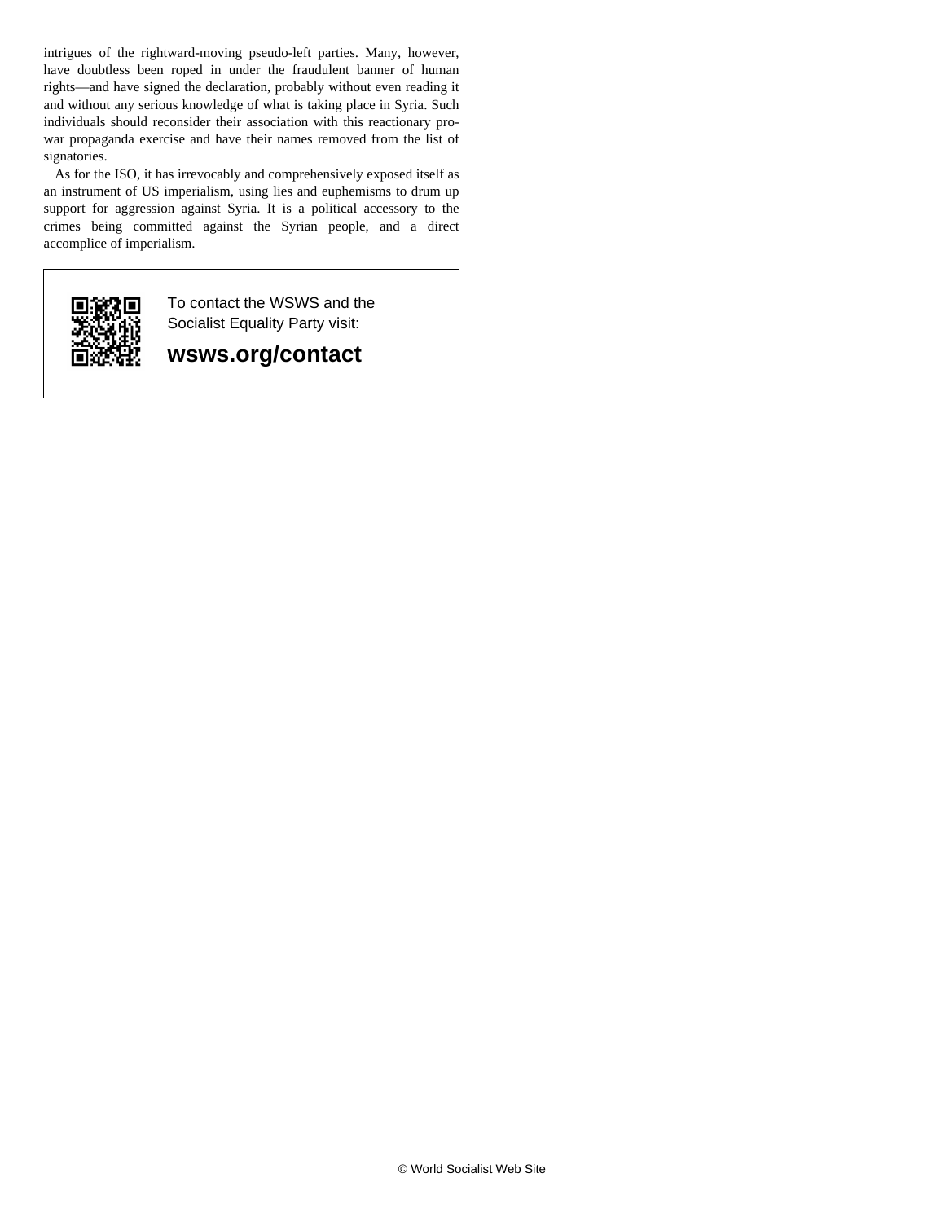intrigues of the rightward-moving pseudo-left parties. Many, however, have doubtless been roped in under the fraudulent banner of human rights—and have signed the declaration, probably without even reading it and without any serious knowledge of what is taking place in Syria. Such individuals should reconsider their association with this reactionary pro-war propaganda exercise and have their names removed from the list of signatories.

As for the ISO, it has irrevocably and comprehensively exposed itself as an instrument of US imperialism, using lies and euphemisms to drum up support for aggression against Syria. It is a political accessory to the crimes being committed against the Syrian people, and a direct accomplice of imperialism.

To contact the WSWS and the Socialist Equality Party visit:

**wsws.org/contact**

© World Socialist Web Site